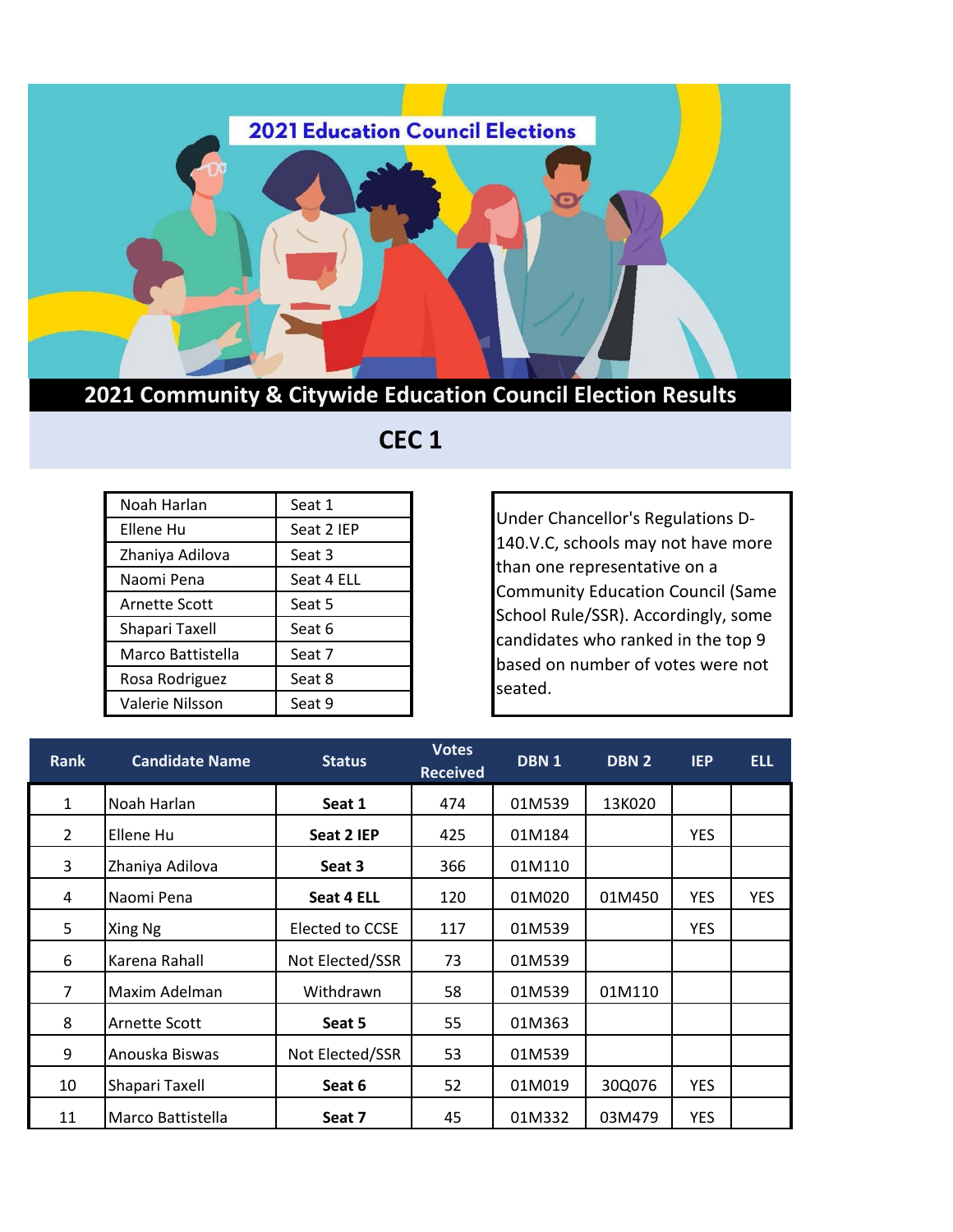# 2021 Education Council Elections

## 2021 Community & Citywide Education Council Election Results

## CEC 1

| | |
|---|---|
| Noah Harlan | Seat 1 |
| Ellene Hu | Seat 2 IEP |
| Zhaniya Adilova | Seat 3 |
| Naomi Pena | Seat 4 ELL |
| Arnette Scott | Seat 5 |
| Shapari Taxell | Seat 6 |
| Marco Battistella | Seat 7 |
| Rosa Rodriguez | Seat 8 |
| Valerie Nilsson | Seat 9 |

Under Chancellor's Regulations D-140.V.C, schools may not have more than one representative on a Community Education Council (Same School Rule/SSR). Accordingly, some candidates who ranked in the top 9 based on number of votes were not seated.

| Rank | Candidate Name | Status | Votes Received | DBN 1 | DBN 2 | IEP | ELL |
|---|---|---|---|---|---|---|---|
| 1 | Noah Harlan | **Seat 1** | 474 | 01M539 | 13K020 | | |
| 2 | Ellene Hu | **Seat 2 IEP** | 425 | 01M184 | | YES | |
| 3 | Zhaniya Adilova | **Seat 3** | 366 | 01M110 | | | |
| 4 | Naomi Pena | **Seat 4 ELL** | 120 | 01M020 | 01M450 | YES | YES |
| 5 | Xing Ng | Elected to CCSE | 117 | 01M539 | | YES | |
| 6 | Karena Rahall | Not Elected/SSR | 73 | 01M539 | | | |
| 7 | Maxim Adelman | Withdrawn | 58 | 01M539 | 01M110 | | |
| 8 | Arnette Scott | **Seat 5** | 55 | 01M363 | | | |
| 9 | Anouska Biswas | Not Elected/SSR | 53 | 01M539 | | | |
| 10 | Shapari Taxell | **Seat 6** | 52 | 01M019 | 30Q076 | YES | |
| 11 | Marco Battistella | **Seat 7** | 45 | 01M332 | 03M479 | YES | |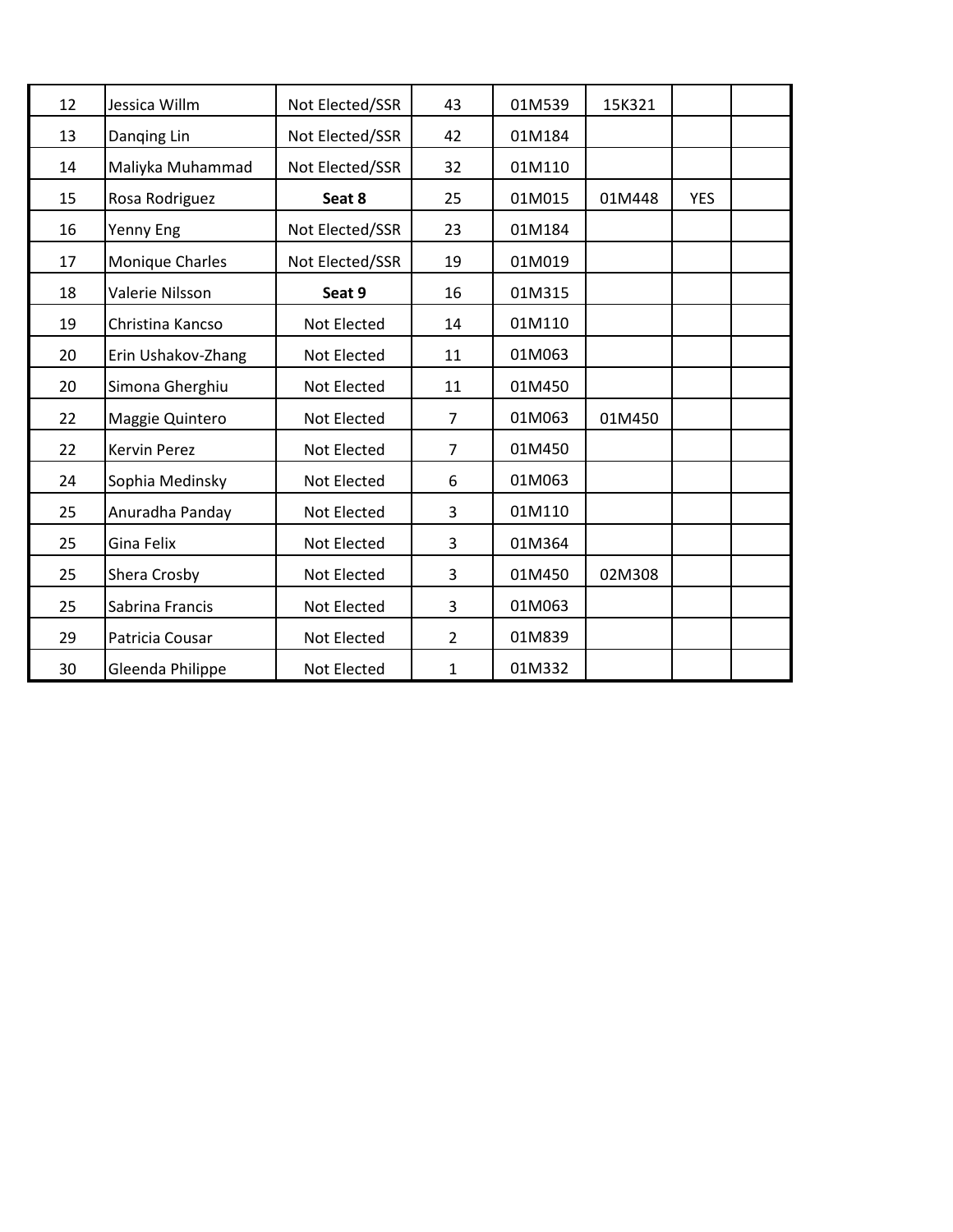| | | | | | | | |
|---|---|---|---|---|---|---|---|
| 12 | Jessica Willm | Not Elected/SSR | 43 | 01M539 | 15K321 | | |
| 13 | Danqing Lin | Not Elected/SSR | 42 | 01M184 | | | |
| 14 | Maliyka Muhammad | Not Elected/SSR | 32 | 01M110 | | | |
| 15 | Rosa Rodriguez | **Seat 8** | 25 | 01M015 | 01M448 | YES | |
| 16 | Yenny Eng | Not Elected/SSR | 23 | 01M184 | | | |
| 17 | Monique Charles | Not Elected/SSR | 19 | 01M019 | | | |
| 18 | Valerie Nilsson | **Seat 9** | 16 | 01M315 | | | |
| 19 | Christina Kancso | Not Elected | 14 | 01M110 | | | |
| 20 | Erin Ushakov-Zhang | Not Elected | 11 | 01M063 | | | |
| 20 | Simona Gherghiu | Not Elected | 11 | 01M450 | | | |
| 22 | Maggie Quintero | Not Elected | 7 | 01M063 | 01M450 | | |
| 22 | Kervin Perez | Not Elected | 7 | 01M450 | | | |
| 24 | Sophia Medinsky | Not Elected | 6 | 01M063 | | | |
| 25 | Anuradha Panday | Not Elected | 3 | 01M110 | | | |
| 25 | Gina Felix | Not Elected | 3 | 01M364 | | | |
| 25 | Shera Crosby | Not Elected | 3 | 01M450 | 02M308 | | |
| 25 | Sabrina Francis | Not Elected | 3 | 01M063 | | | |
| 29 | Patricia Cousar | Not Elected | 2 | 01M839 | | | |
| 30 | Gleenda Philippe | Not Elected | 1 | 01M332 | | | |